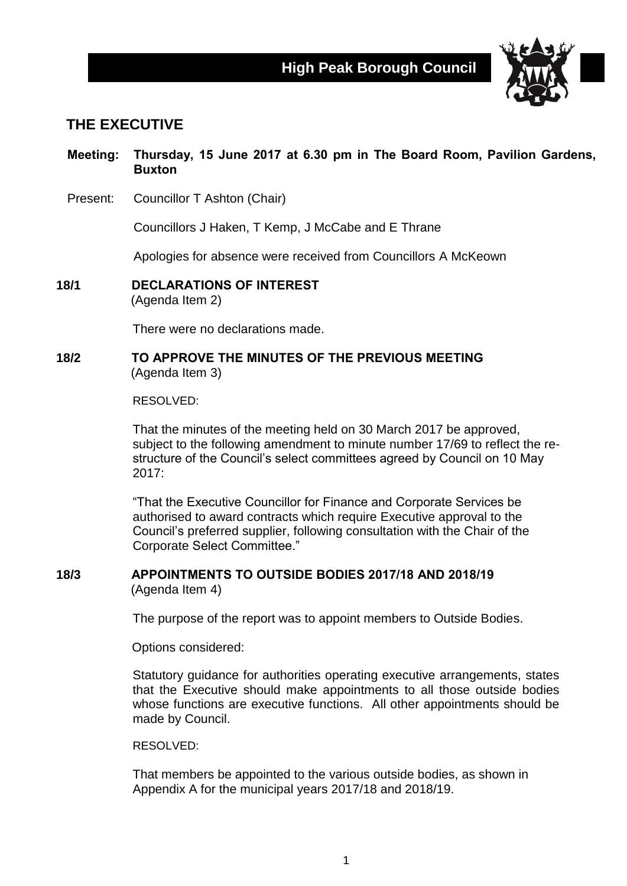**High Peak Borough Council**

# THE EXECUTIVE

**Meeting: Thursday, 15 June 2017 at 6.30 pm in The Board Room, Pavilion Gardens, Buxton**

Present: Councillor T Ashton (Chair)

Councillors J Haken, T Kemp, J McCabe and E Thrane

Apologies for absence were received from Councillors A McKeown

## 18/1 DECLARATIONS OF INTEREST

(Agenda Item 2)

There were no declarations made.

## 18/2 TO APPROVE THE MINUTES OF THE PREVIOUS MEETING

(Agenda Item 3)

RESOLVED:

That the minutes of the meeting held on 30 March 2017 be approved, subject to the following amendment to minute number 17/69 to reflect the re-structure of the Council's select committees agreed by Council on 10 May 2017:

"That the Executive Councillor for Finance and Corporate Services be authorised to award contracts which require Executive approval to the Council's preferred supplier, following consultation with the Chair of the Corporate Select Committee."

## 18/3 APPOINTMENTS TO OUTSIDE BODIES 2017/18 AND 2018/19

(Agenda Item 4)

The purpose of the report was to appoint members to Outside Bodies.

Options considered:

Statutory guidance for authorities operating executive arrangements, states that the Executive should make appointments to all those outside bodies whose functions are executive functions. All other appointments should be made by Council.

RESOLVED:

That members be appointed to the various outside bodies, as shown in Appendix A for the municipal years 2017/18 and 2018/19.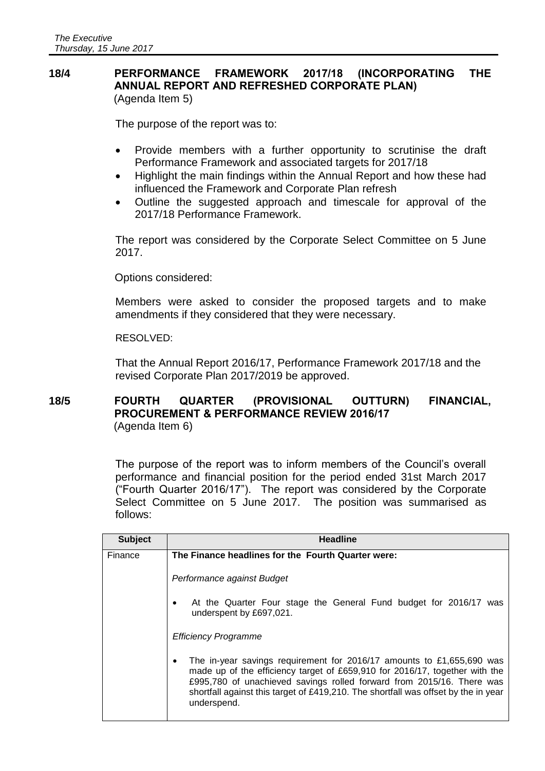## 18/4 PERFORMANCE FRAMEWORK 2017/18 (INCORPORATING THE ANNUAL REPORT AND REFRESHED CORPORATE PLAN)

(Agenda Item 5)

The purpose of the report was to:

- Provide members with a further opportunity to scrutinise the draft Performance Framework and associated targets for 2017/18
- Highlight the main findings within the Annual Report and how these had influenced the Framework and Corporate Plan refresh
- Outline the suggested approach and timescale for approval of the 2017/18 Performance Framework.

The report was considered by the Corporate Select Committee on 5 June 2017.

Options considered:

Members were asked to consider the proposed targets and to make amendments if they considered that they were necessary.

RESOLVED:

That the Annual Report 2016/17, Performance Framework 2017/18 and the revised Corporate Plan 2017/2019 be approved.

## 18/5 FOURTH QUARTER (PROVISIONAL OUTTURN) FINANCIAL, PROCUREMENT & PERFORMANCE REVIEW 2016/17

(Agenda Item 6)

The purpose of the report was to inform members of the Council's overall performance and financial position for the period ended 31st March 2017 ("Fourth Quarter 2016/17"). The report was considered by the Corporate Select Committee on 5 June 2017. The position was summarised as follows:

| Subject | Headline |
| --- | --- |
| Finance | **The Finance headlines for the Fourth Quarter were:**<br><br>*Performance against Budget*<br><br>• At the Quarter Four stage the General Fund budget for 2016/17 was underspent by £697,021.<br><br>*Efficiency Programme*<br><br>• The in-year savings requirement for 2016/17 amounts to £1,655,690 was made up of the efficiency target of £659,910 for 2016/17, together with the £995,780 of unachieved savings rolled forward from 2015/16. There was shortfall against this target of £419,210. The shortfall was offset by the in year underspend. |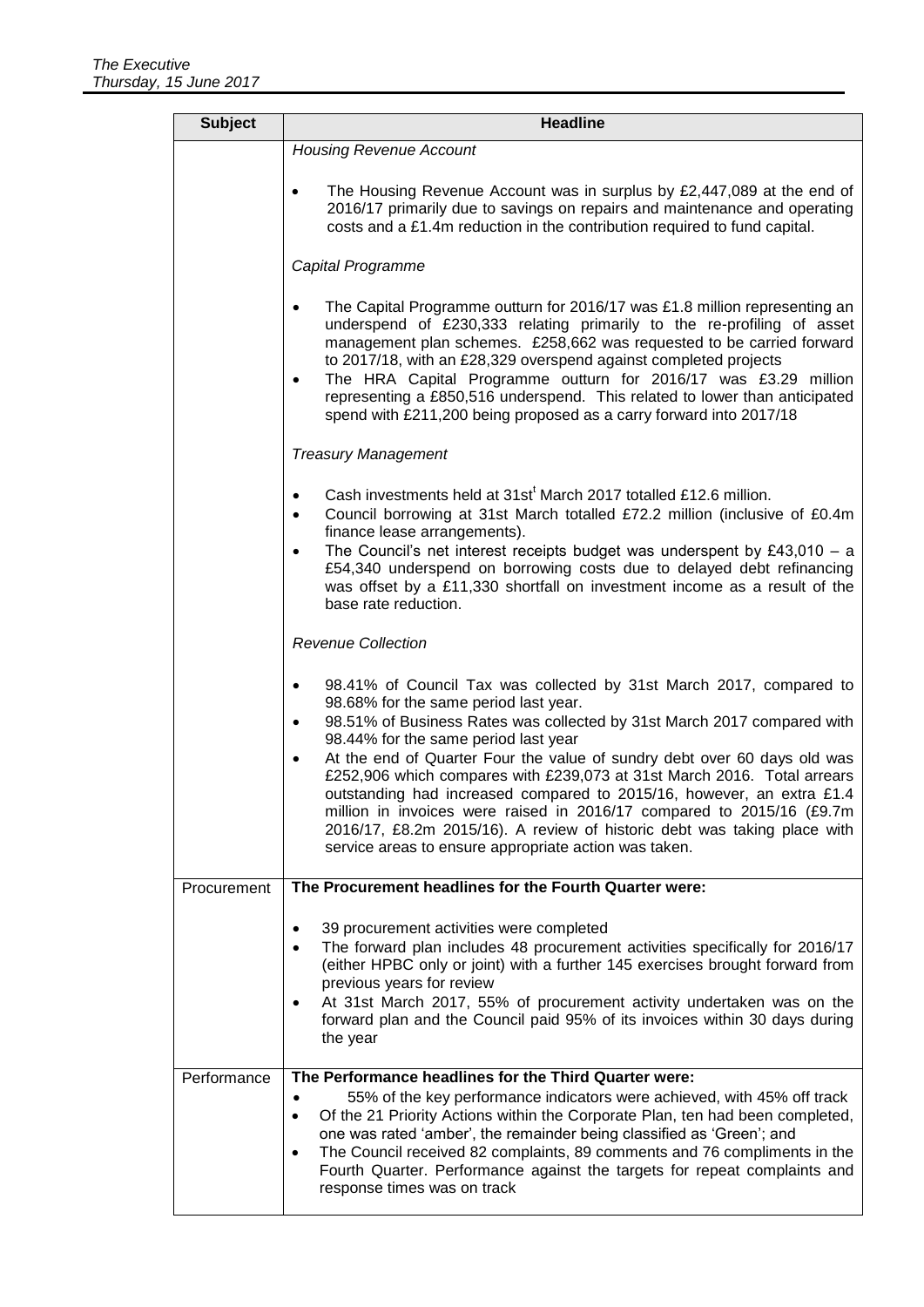| Subject | Headline |
| --- | --- |
| | *Housing Revenue Account*<br><br>• The Housing Revenue Account was in surplus by £2,447,089 at the end of 2016/17 primarily due to savings on repairs and maintenance and operating costs and a £1.4m reduction in the contribution required to fund capital.<br><br>*Capital Programme*<br><br>• The Capital Programme outturn for 2016/17 was £1.8 million representing an underspend of £230,333 relating primarily to the re-profiling of asset management plan schemes. £258,662 was requested to be carried forward to 2017/18, with an £28,329 overspend against completed projects<br>• The HRA Capital Programme outturn for 2016/17 was £3.29 million representing a £850,516 underspend. This related to lower than anticipated spend with £211,200 being proposed as a carry forward into 2017/18<br><br>*Treasury Management*<br><br>• Cash investments held at 31st[t] March 2017 totalled £12.6 million.<br>• Council borrowing at 31st March totalled £72.2 million (inclusive of £0.4m finance lease arrangements).<br>• The Council's net interest receipts budget was underspent by £43,010 – a £54,340 underspend on borrowing costs due to delayed debt refinancing was offset by a £11,330 shortfall on investment income as a result of the base rate reduction.<br><br>*Revenue Collection*<br><br>• 98.41% of Council Tax was collected by 31st March 2017, compared to 98.68% for the same period last year.<br>• 98.51% of Business Rates was collected by 31st March 2017 compared with 98.44% for the same period last year<br>• At the end of Quarter Four the value of sundry debt over 60 days old was £252,906 which compares with £239,073 at 31st March 2016. Total arrears outstanding had increased compared to 2015/16, however, an extra £1.4 million in invoices were raised in 2016/17 compared to 2015/16 (£9.7m 2016/17, £8.2m 2015/16). A review of historic debt was taking place with service areas to ensure appropriate action was taken. |
| Procurement | **The Procurement headlines for the Fourth Quarter were:**<br><br>• 39 procurement activities were completed<br>• The forward plan includes 48 procurement activities specifically for 2016/17 (either HPBC only or joint) with a further 145 exercises brought forward from previous years for review<br>• At 31st March 2017, 55% of procurement activity undertaken was on the forward plan and the Council paid 95% of its invoices within 30 days during the year |
| Performance | **The Performance headlines for the Third Quarter were:**<br>• 55% of the key performance indicators were achieved, with 45% off track<br>• Of the 21 Priority Actions within the Corporate Plan, ten had been completed, one was rated 'amber', the remainder being classified as 'Green'; and<br>• The Council received 82 complaints, 89 comments and 76 compliments in the Fourth Quarter. Performance against the targets for repeat complaints and response times was on track |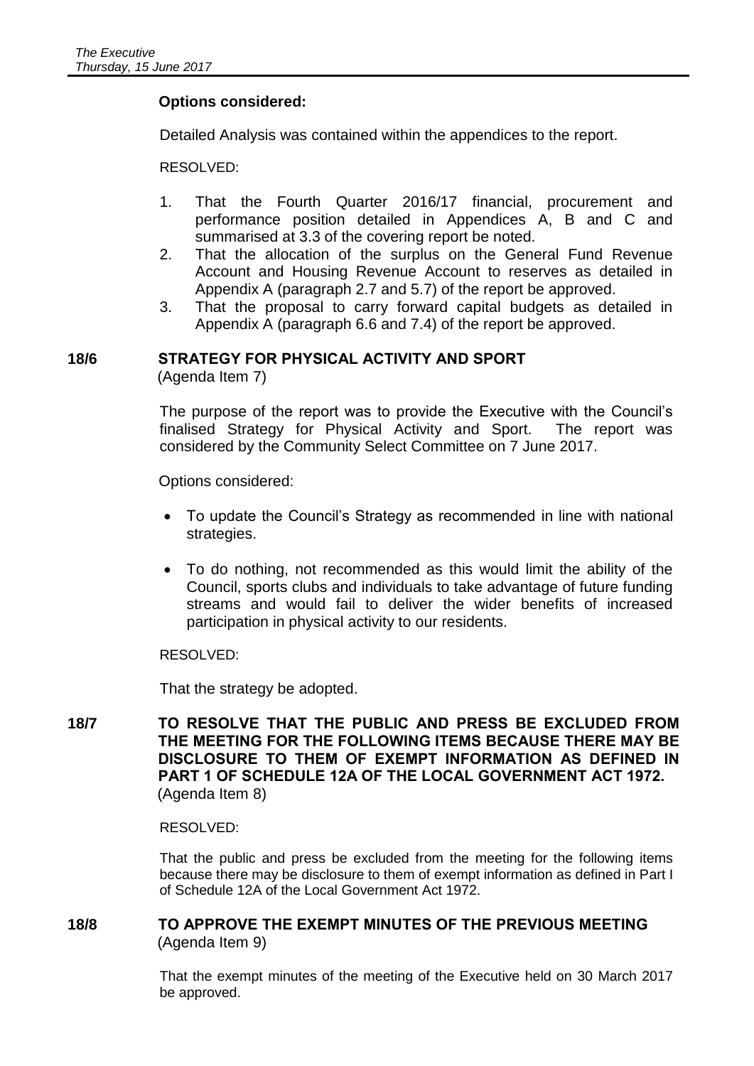**Options considered:**

Detailed Analysis was contained within the appendices to the report.

RESOLVED:

1. That the Fourth Quarter 2016/17 financial, procurement and performance position detailed in Appendices A, B and C and summarised at 3.3 of the covering report be noted.
2. That the allocation of the surplus on the General Fund Revenue Account and Housing Revenue Account to reserves as detailed in Appendix A (paragraph 2.7 and 5.7) of the report be approved.
3. That the proposal to carry forward capital budgets as detailed in Appendix A (paragraph 6.6 and 7.4) of the report be approved.

## 18/6 STRATEGY FOR PHYSICAL ACTIVITY AND SPORT

(Agenda Item 7)

The purpose of the report was to provide the Executive with the Council's finalised Strategy for Physical Activity and Sport. The report was considered by the Community Select Committee on 7 June 2017.

Options considered:

- To update the Council's Strategy as recommended in line with national strategies.
- To do nothing, not recommended as this would limit the ability of the Council, sports clubs and individuals to take advantage of future funding streams and would fail to deliver the wider benefits of increased participation in physical activity to our residents.

RESOLVED:

That the strategy be adopted.

## 18/7 TO RESOLVE THAT THE PUBLIC AND PRESS BE EXCLUDED FROM THE MEETING FOR THE FOLLOWING ITEMS BECAUSE THERE MAY BE DISCLOSURE TO THEM OF EXEMPT INFORMATION AS DEFINED IN PART 1 OF SCHEDULE 12A OF THE LOCAL GOVERNMENT ACT 1972.

(Agenda Item 8)

RESOLVED:

That the public and press be excluded from the meeting for the following items because there may be disclosure to them of exempt information as defined in Part I of Schedule 12A of the Local Government Act 1972.

## 18/8 TO APPROVE THE EXEMPT MINUTES OF THE PREVIOUS MEETING

(Agenda Item 9)

That the exempt minutes of the meeting of the Executive held on 30 March 2017 be approved.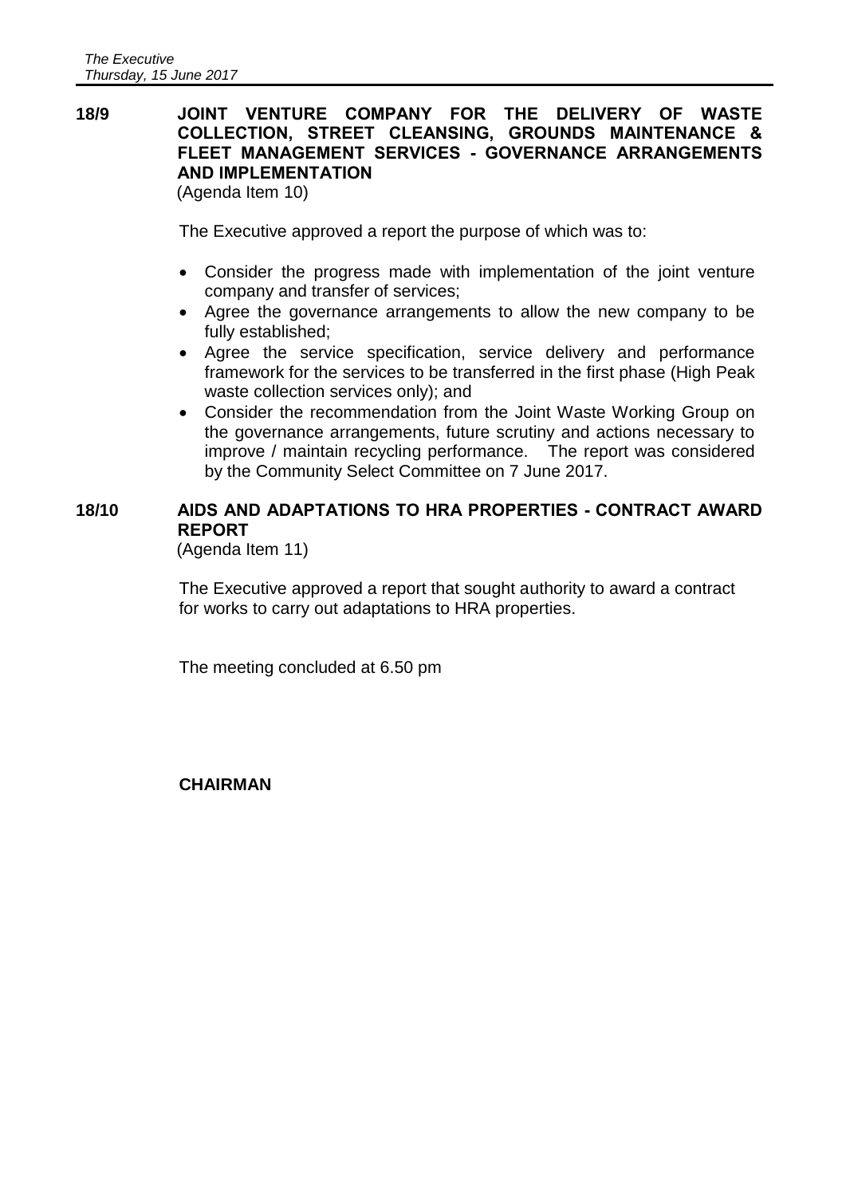**18/9 JOINT VENTURE COMPANY FOR THE DELIVERY OF WASTE COLLECTION, STREET CLEANSING, GROUNDS MAINTENANCE & FLEET MANAGEMENT SERVICES - GOVERNANCE ARRANGEMENTS AND IMPLEMENTATION**

(Agenda Item 10)

The Executive approved a report the purpose of which was to:

- Consider the progress made with implementation of the joint venture company and transfer of services;
- Agree the governance arrangements to allow the new company to be fully established;
- Agree the service specification, service delivery and performance framework for the services to be transferred in the first phase (High Peak waste collection services only); and
- Consider the recommendation from the Joint Waste Working Group on the governance arrangements, future scrutiny and actions necessary to improve / maintain recycling performance. The report was considered by the Community Select Committee on 7 June 2017.

**18/10 AIDS AND ADAPTATIONS TO HRA PROPERTIES - CONTRACT AWARD REPORT**

(Agenda Item 11)

The Executive approved a report that sought authority to award a contract for works to carry out adaptations to HRA properties.

The meeting concluded at 6.50 pm

**CHAIRMAN**